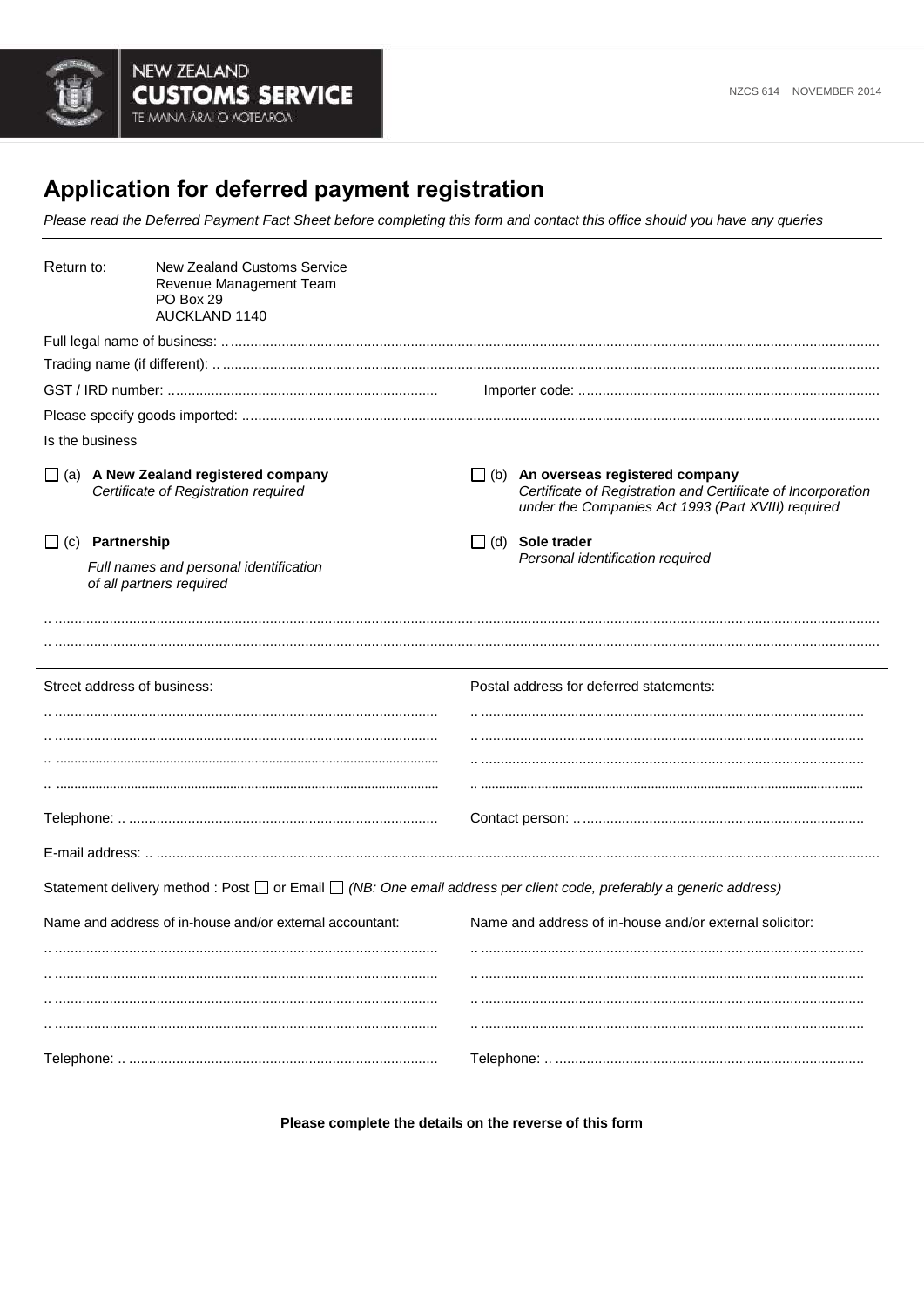NEW ZEALAND
**CUSTOMS SERVICE**
TE MAINA ĀRAI O AOTEAROA

NZCS 614 | NOVEMBER 2014

# Application for deferred payment registration

*Please read the Deferred Payment Fact Sheet before completing this form and contact this office should you have any queries*

Return to: New Zealand Customs Service
Revenue Management Team
PO Box 29
AUCKLAND 1140

Full legal name of business: ..............................................................................

Trading name (if different): ..............................................................................

GST / IRD number: .............................................. Importer code: ..............................................

Please specify goods imported: ..............................................................................

Is the business

☐ (a) **A New Zealand registered company**
*Certificate of Registration required*

☐ (b) **An overseas registered company**
*Certificate of Registration and Certificate of Incorporation under the Companies Act 1993 (Part XVIII) required*

☐ (c) **Partnership**
*Full names and personal identification of all partners required*

☐ (d) **Sole trader**
*Personal identification required*

..............................................................................

..............................................................................

Street address of business:

..............................................
..............................................
..............................................
..............................................

Postal address for deferred statements:

..............................................
..............................................
..............................................
..............................................

Telephone: .............................................. Contact person: ..............................................

E-mail address: ..............................................................................

Statement delivery method : Post ☐ or Email ☐ *(NB: One email address per client code, preferably a generic address)*

Name and address of in-house and/or external accountant:

..............................................
..............................................
..............................................
..............................................

Telephone: ..............................................

Name and address of in-house and/or external solicitor:

..............................................
..............................................
..............................................
..............................................

Telephone: ..............................................

**Please complete the details on the reverse of this form**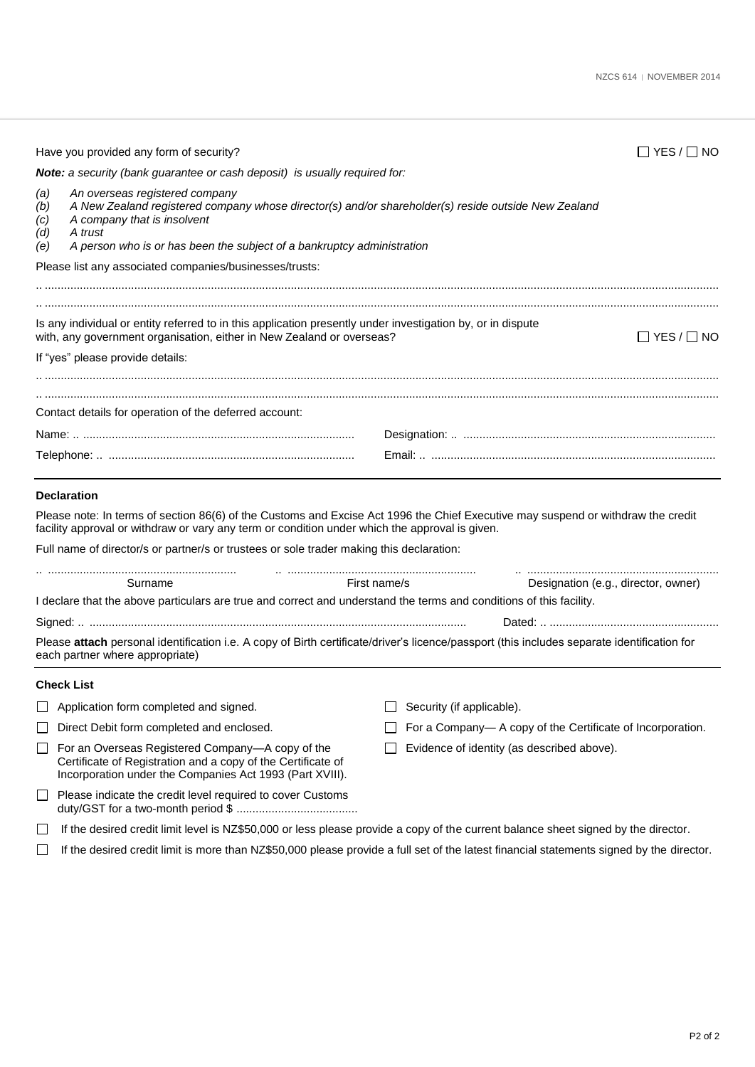Have you provided any form of security? ☐ YES / ☐ NO

***Note:*** *a security (bank guarantee or cash deposit) is usually required for:*

*(a) An overseas registered company*
*(b) A New Zealand registered company whose director(s) and/or shareholder(s) reside outside New Zealand*
*(c) A company that is insolvent*
*(d) A trust*
*(e) A person who is or has been the subject of a bankruptcy administration*

Please list any associated companies/businesses/trusts:

.. ..........................................................................................................................................................................................

.. ..........................................................................................................................................................................................

Is any individual or entity referred to in this application presently under investigation by, or in dispute with, any government organisation, either in New Zealand or overseas? ☐ YES / ☐ NO

If "yes" please provide details:

.. ..........................................................................................................................................................................................

.. ..........................................................................................................................................................................................

Contact details for operation of the deferred account:

Name: .. .................................................................................... Designation: .. ..............................................................................

Telephone: .. ............................................................................ Email: .. ........................................................................................

## Declaration

Please note: In terms of section 86(6) of the Customs and Excise Act 1996 the Chief Executive may suspend or withdraw the credit facility approval or withdraw or vary any term or condition under which the approval is given.

Full name of director/s or partner/s or trustees or sole trader making this declaration:

| .. ........................................................... | .. ........................................................... | .. ............................................................ |
|---|---|---|
| Surname | First name/s | Designation (e.g., director, owner) |

I declare that the above particulars are true and correct and understand the terms and conditions of this facility.

Signed: .. ..................................................................................................................... Dated: .. .....................................................

Please **attach** personal identification i.e. A copy of Birth certificate/driver's licence/passport (this includes separate identification for each partner where appropriate)

## Check List

- ☐ Application form completed and signed.
- ☐ Direct Debit form completed and enclosed.
- ☐ For an Overseas Registered Company—A copy of the Certificate of Registration and a copy of the Certificate of Incorporation under the Companies Act 1993 (Part XVIII).
- ☐ Please indicate the credit level required to cover Customs duty/GST for a two-month period $ .....................................
- ☐ Security (if applicable).
- ☐ For a Company— A copy of the Certificate of Incorporation.
- ☐ Evidence of identity (as described above).
- ☐ If the desired credit limit level is NZ$50,000 or less please provide a copy of the current balance sheet signed by the director.
- ☐ If the desired credit limit is more than NZ$50,000 please provide a full set of the latest financial statements signed by the director.